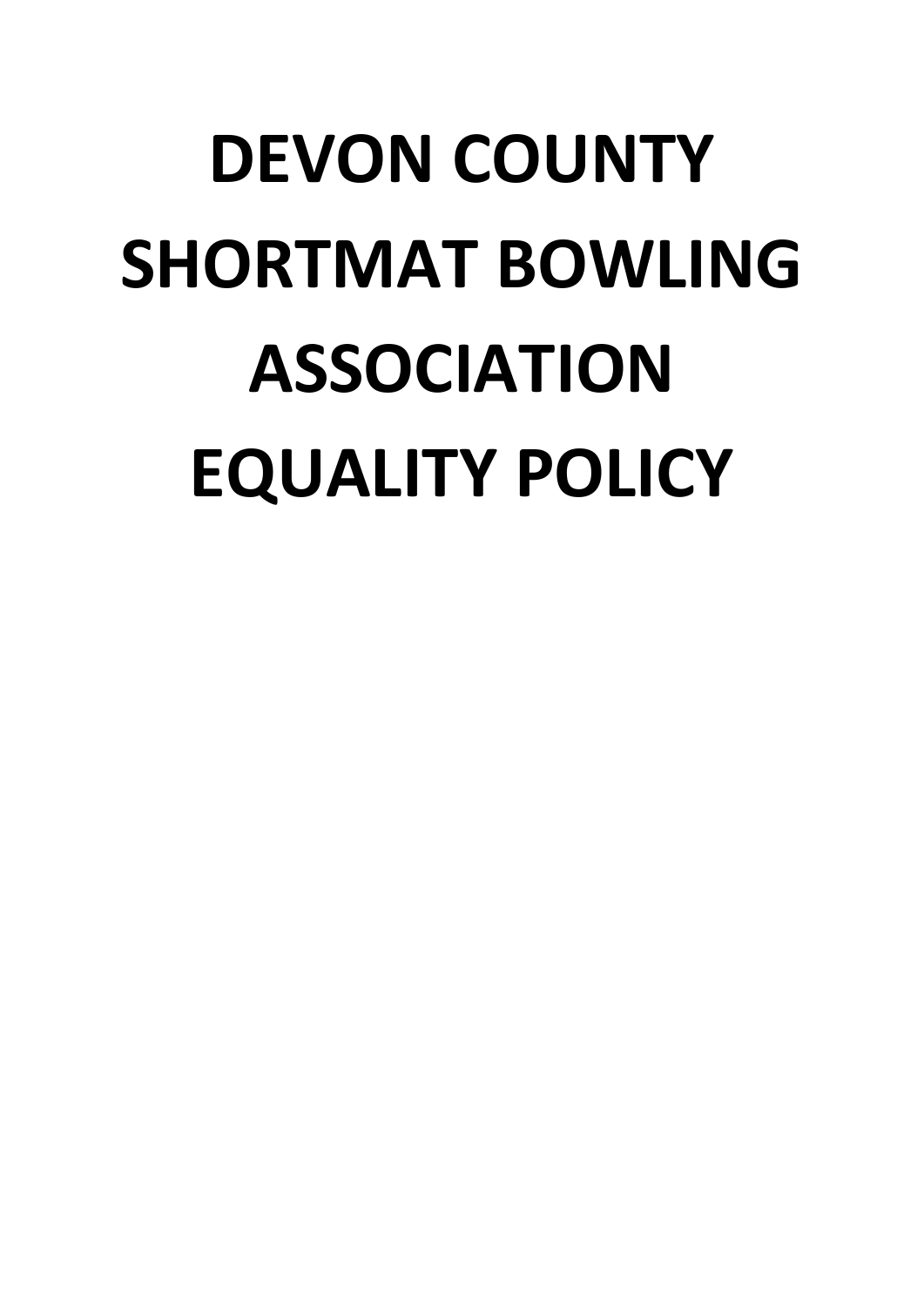# DEVON COUNTY SHORTMAT BOWLING ASSOCIATION EQUALITY POLICY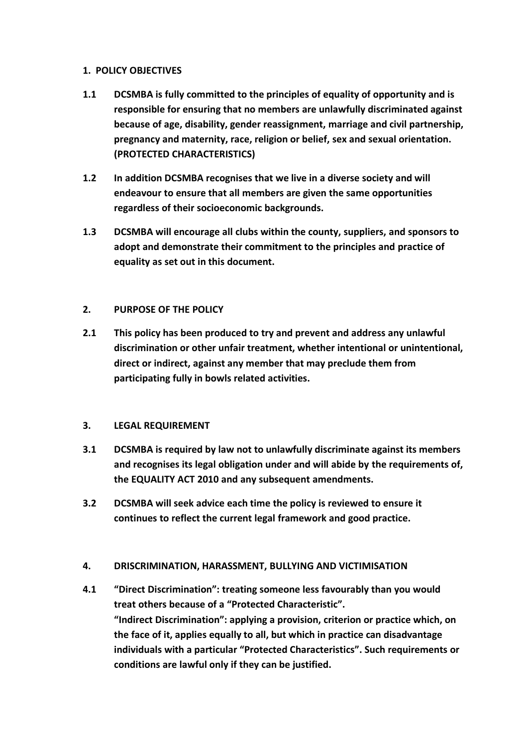## 1. POLICY OBJECTIVES

**1.1 DCSMBA is fully committed to the principles of equality of opportunity and is responsible for ensuring that no members are unlawfully discriminated against because of age, disability, gender reassignment, marriage and civil partnership, pregnancy and maternity, race, religion or belief, sex and sexual orientation. (PROTECTED CHARACTERISTICS)**

**1.2 In addition DCSMBA recognises that we live in a diverse society and will endeavour to ensure that all members are given the same opportunities regardless of their socioeconomic backgrounds.**

**1.3 DCSMBA will encourage all clubs within the county, suppliers, and sponsors to adopt and demonstrate their commitment to the principles and practice of equality as set out in this document.**

## 2. PURPOSE OF THE POLICY

**2.1 This policy has been produced to try and prevent and address any unlawful discrimination or other unfair treatment, whether intentional or unintentional, direct or indirect, against any member that may preclude them from participating fully in bowls related activities.**

## 3. LEGAL REQUIREMENT

**3.1 DCSMBA is required by law not to unlawfully discriminate against its members and recognises its legal obligation under and will abide by the requirements of, the EQUALITY ACT 2010 and any subsequent amendments.**

**3.2 DCSMBA will seek advice each time the policy is reviewed to ensure it continues to reflect the current legal framework and good practice.**

## 4. DRISCRIMINATION, HARASSMENT, BULLYING AND VICTIMISATION

**4.1 "Direct Discrimination": treating someone less favourably than you would treat others because of a "Protected Characteristic".**
**"Indirect Discrimination": applying a provision, criterion or practice which, on the face of it, applies equally to all, but which in practice can disadvantage individuals with a particular "Protected Characteristics". Such requirements or conditions are lawful only if they can be justified.**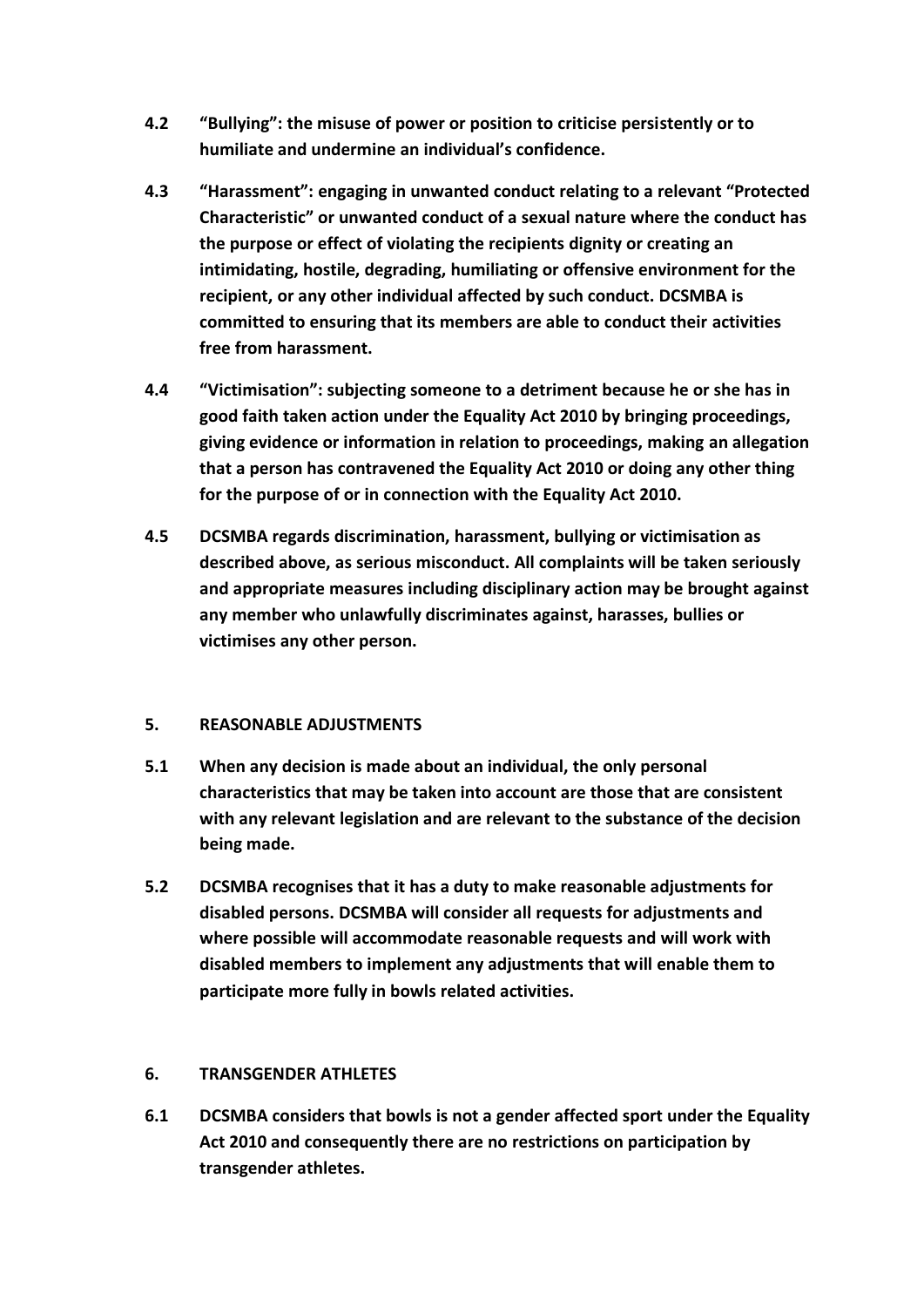**4.2 "Bullying": the misuse of power or position to criticise persistently or to humiliate and undermine an individual's confidence.**

**4.3 "Harassment": engaging in unwanted conduct relating to a relevant "Protected Characteristic" or unwanted conduct of a sexual nature where the conduct has the purpose or effect of violating the recipients dignity or creating an intimidating, hostile, degrading, humiliating or offensive environment for the recipient, or any other individual affected by such conduct. DCSMBA is committed to ensuring that its members are able to conduct their activities free from harassment.**

**4.4 "Victimisation": subjecting someone to a detriment because he or she has in good faith taken action under the Equality Act 2010 by bringing proceedings, giving evidence or information in relation to proceedings, making an allegation that a person has contravened the Equality Act 2010 or doing any other thing for the purpose of or in connection with the Equality Act 2010.**

**4.5 DCSMBA regards discrimination, harassment, bullying or victimisation as described above, as serious misconduct. All complaints will be taken seriously and appropriate measures including disciplinary action may be brought against any member who unlawfully discriminates against, harasses, bullies or victimises any other person.**

## 5. REASONABLE ADJUSTMENTS

**5.1 When any decision is made about an individual, the only personal characteristics that may be taken into account are those that are consistent with any relevant legislation and are relevant to the substance of the decision being made.**

**5.2 DCSMBA recognises that it has a duty to make reasonable adjustments for disabled persons. DCSMBA will consider all requests for adjustments and where possible will accommodate reasonable requests and will work with disabled members to implement any adjustments that will enable them to participate more fully in bowls related activities.**

## 6. TRANSGENDER ATHLETES

**6.1 DCSMBA considers that bowls is not a gender affected sport under the Equality Act 2010 and consequently there are no restrictions on participation by transgender athletes.**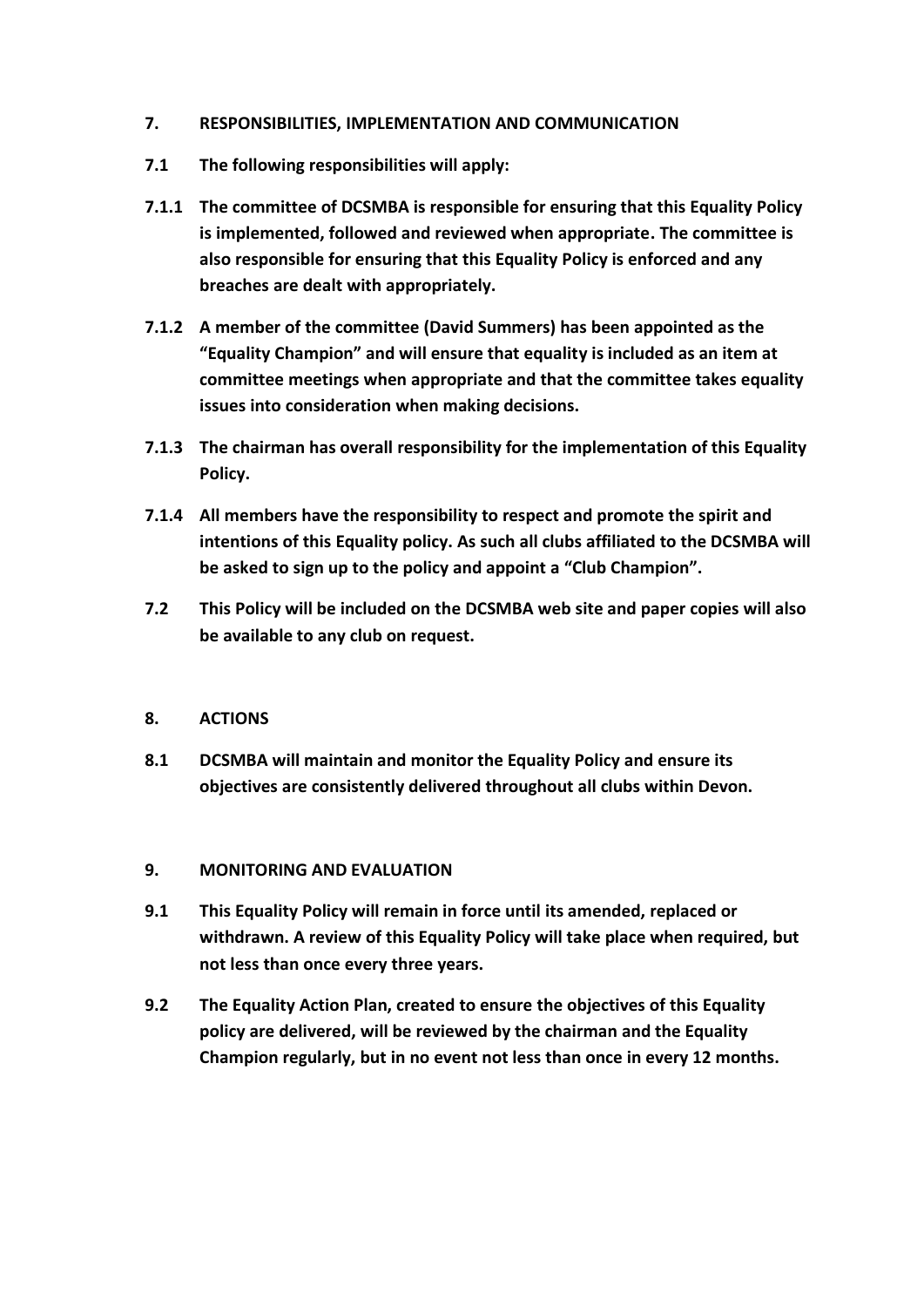## 7. RESPONSIBILITIES, IMPLEMENTATION AND COMMUNICATION

**7.1 The following responsibilities will apply:**

**7.1.1 The committee of DCSMBA is responsible for ensuring that this Equality Policy is implemented, followed and reviewed when appropriate. The committee is also responsible for ensuring that this Equality Policy is enforced and any breaches are dealt with appropriately.**

**7.1.2 A member of the committee (David Summers) has been appointed as the "Equality Champion" and will ensure that equality is included as an item at committee meetings when appropriate and that the committee takes equality issues into consideration when making decisions.**

**7.1.3 The chairman has overall responsibility for the implementation of this Equality Policy.**

**7.1.4 All members have the responsibility to respect and promote the spirit and intentions of this Equality policy. As such all clubs affiliated to the DCSMBA will be asked to sign up to the policy and appoint a "Club Champion".**

**7.2 This Policy will be included on the DCSMBA web site and paper copies will also be available to any club on request.**

## 8. ACTIONS

**8.1 DCSMBA will maintain and monitor the Equality Policy and ensure its objectives are consistently delivered throughout all clubs within Devon.**

## 9. MONITORING AND EVALUATION

**9.1 This Equality Policy will remain in force until its amended, replaced or withdrawn. A review of this Equality Policy will take place when required, but not less than once every three years.**

**9.2 The Equality Action Plan, created to ensure the objectives of this Equality policy are delivered, will be reviewed by the chairman and the Equality Champion regularly, but in no event not less than once in every 12 months.**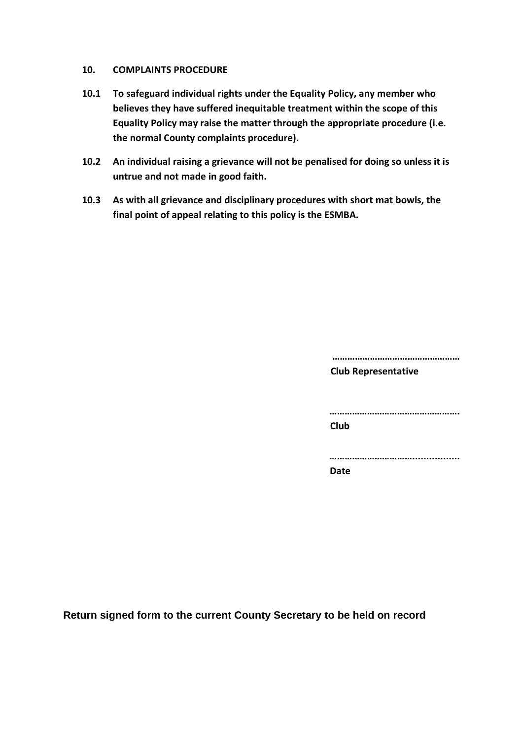**10. COMPLAINTS PROCEDURE**

**10.1 To safeguard individual rights under the Equality Policy, any member who believes they have suffered inequitable treatment within the scope of this Equality Policy may raise the matter through the appropriate procedure (i.e. the normal County complaints procedure).**

**10.2 An individual raising a grievance will not be penalised for doing so unless it is untrue and not made in good faith.**

**10.3 As with all grievance and disciplinary procedures with short mat bowls, the final point of appeal relating to this policy is the ESMBA.**

**……………………………………………**

**Club Representative**

**…………………………………………….**

**Club**

**…………………………….................**

**Date**

**Return signed form to the current County Secretary to be held on record**